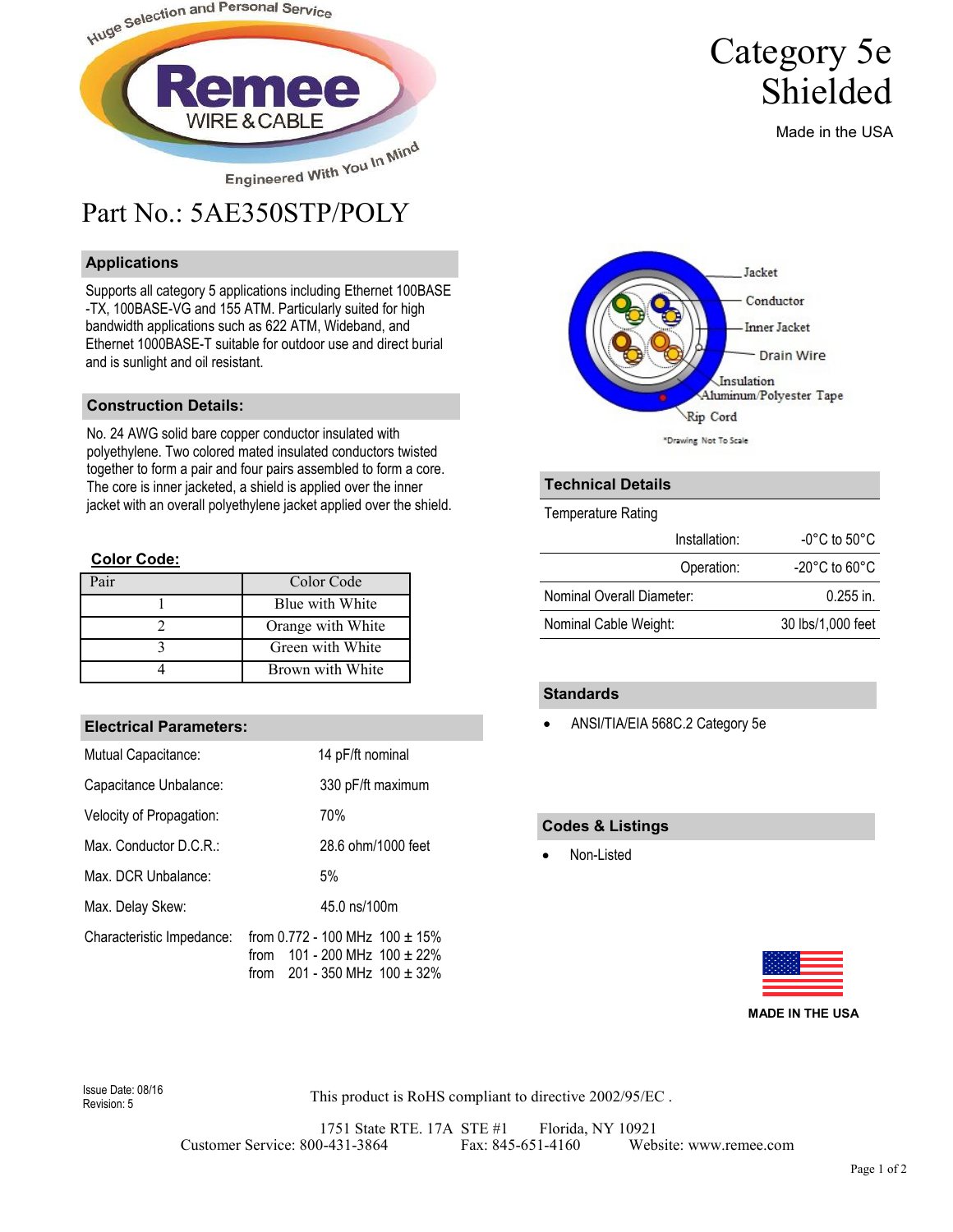Huge Selection and Personal Service

**Remee** WIRE & CABLE

Engineered With You In Mind

# Category 5e Shielded

Made in the USA

## Part No.: 5AE350STP/POLY

### Applications

Supports all category 5 applications including Ethernet 100BASE-TX, 100BASE-VG and 155 ATM. Particularly suited for high bandwidth applications such as 622 ATM, Wideband, and Ethernet 1000BASE-T suitable for outdoor use and direct burial and is sunlight and oil resistant.

### Construction Details:

No. 24 AWG solid bare copper conductor insulated with polyethylene. Two colored mated insulated conductors twisted together to form a pair and four pairs assembled to form a core. The core is inner jacketed, a shield is applied over the inner jacket with an overall polyethylene jacket applied over the shield.

Jacket
Conductor
Inner Jacket
Drain Wire
Insulation
Aluminum/Polyester Tape
Rip Cord

*Drawing Not To Scale

**Color Code:**

| Pair | Color Code |
|---|---|
| 1 | Blue with White |
| 2 | Orange with White |
| 3 | Green with White |
| 4 | Brown with White |

### Technical Details

Temperature Rating

| | |
|---|---|
| Installation: | -0°C to 50°C |
| Operation: | -20°C to 60°C |
| Nominal Overall Diameter: | 0.255 in. |
| Nominal Cable Weight: | 30 lbs/1,000 feet |

### Electrical Parameters:

| | |
|---|---|
| Mutual Capacitance: | 14 pF/ft nominal |
| Capacitance Unbalance: | 330 pF/ft maximum |
| Velocity of Propagation: | 70% |
| Max. Conductor D.C.R.: | 28.6 ohm/1000 feet |
| Max. DCR Unbalance: | 5% |
| Max. Delay Skew: | 45.0 ns/100m |
| Characteristic Impedance: | from 0.772 - 100 MHz 100 ± 15%<br>from 101 - 200 MHz 100 ± 22%<br>from 201 - 350 MHz 100 ± 32% |

### Standards

- ANSI/TIA/EIA 568C.2 Category 5e

### Codes & Listings

- Non-Listed

**MADE IN THE USA**

Issue Date: 08/16
Revision: 5

This product is RoHS compliant to directive 2002/95/EC .

1751 State RTE. 17A STE #1 Florida, NY 10921
Customer Service: 800-431-3864 Fax: 845-651-4160 Website: www.remee.com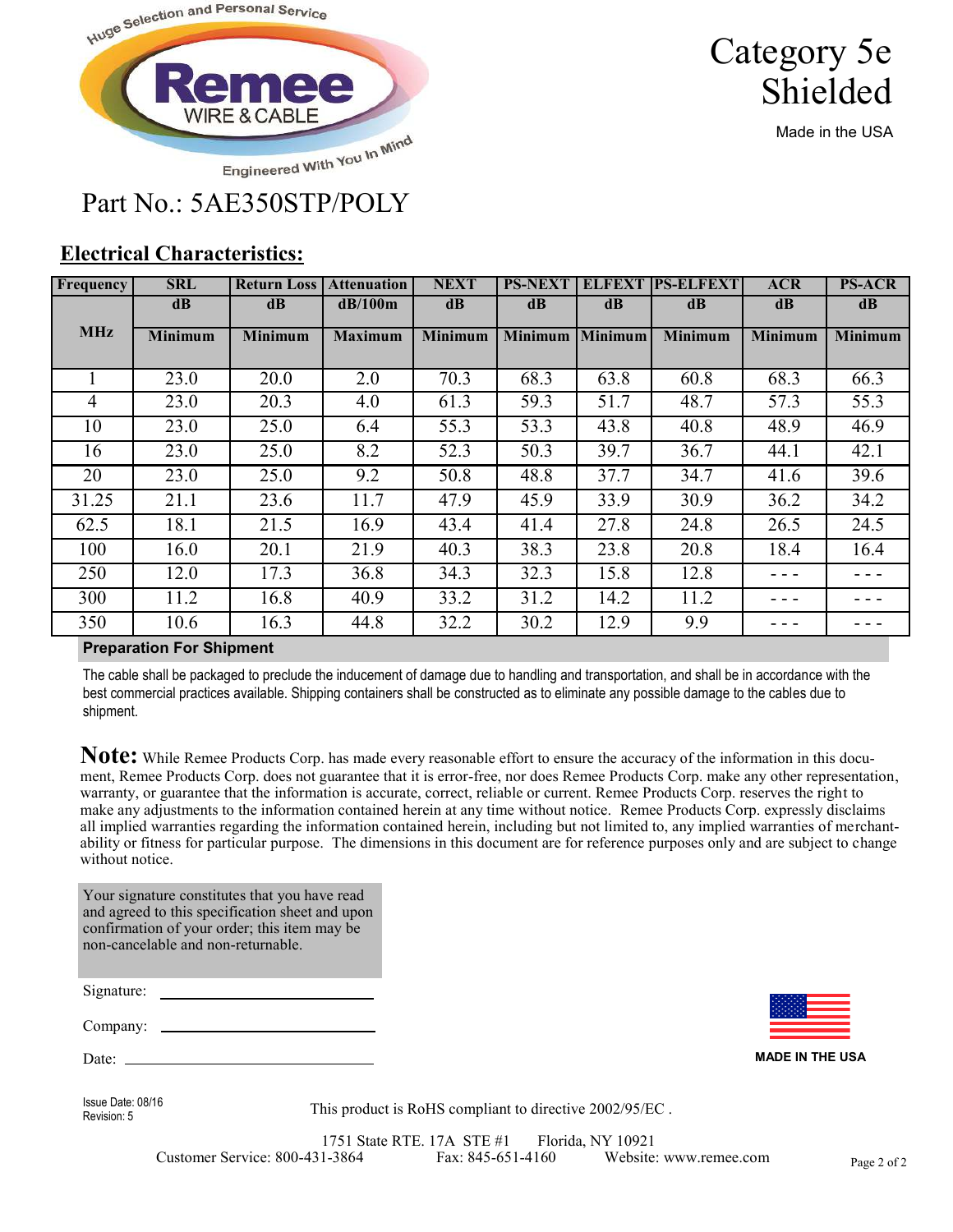Huge Selection and Personal Service

Remee WIRE & CABLE

Engineered With You In Mind

# Category 5e Shielded

Made in the USA

## Part No.: 5AE350STP/POLY

## Electrical Characteristics:

| Frequency | SRL | Return Loss | Attenuation | NEXT | PS-NEXT | ELFEXT | PS-ELFEXT | ACR | PS-ACR |
|---|---|---|---|---|---|---|---|---|---|
| MHz | dB | dB | dB/100m | dB | dB | dB | dB | dB | dB |
| | Minimum | Minimum | Maximum | Minimum | Minimum | Minimum | Minimum | Minimum | Minimum |
| 1 | 23.0 | 20.0 | 2.0 | 70.3 | 68.3 | 63.8 | 60.8 | 68.3 | 66.3 |
| 4 | 23.0 | 20.3 | 4.0 | 61.3 | 59.3 | 51.7 | 48.7 | 57.3 | 55.3 |
| 10 | 23.0 | 25.0 | 6.4 | 55.3 | 53.3 | 43.8 | 40.8 | 48.9 | 46.9 |
| 16 | 23.0 | 25.0 | 8.2 | 52.3 | 50.3 | 39.7 | 36.7 | 44.1 | 42.1 |
| 20 | 23.0 | 25.0 | 9.2 | 50.8 | 48.8 | 37.7 | 34.7 | 41.6 | 39.6 |
| 31.25 | 21.1 | 23.6 | 11.7 | 47.9 | 45.9 | 33.9 | 30.9 | 36.2 | 34.2 |
| 62.5 | 18.1 | 21.5 | 16.9 | 43.4 | 41.4 | 27.8 | 24.8 | 26.5 | 24.5 |
| 100 | 16.0 | 20.1 | 21.9 | 40.3 | 38.3 | 23.8 | 20.8 | 18.4 | 16.4 |
| 250 | 12.0 | 17.3 | 36.8 | 34.3 | 32.3 | 15.8 | 12.8 | - - - | - - - |
| 300 | 11.2 | 16.8 | 40.9 | 33.2 | 31.2 | 14.2 | 11.2 | - - - | - - - |
| 350 | 10.6 | 16.3 | 44.8 | 32.2 | 30.2 | 12.9 | 9.9 | - - - | - - - |

**Preparation For Shipment**

The cable shall be packaged to preclude the inducement of damage due to handling and transportation, and shall be in accordance with the best commercial practices available. Shipping containers shall be constructed as to eliminate any possible damage to the cables due to shipment.

**Note:** While Remee Products Corp. has made every reasonable effort to ensure the accuracy of the information in this document, Remee Products Corp. does not guarantee that it is error-free, nor does Remee Products Corp. make any other representation, warranty, or guarantee that the information is accurate, correct, reliable or current. Remee Products Corp. reserves the right to make any adjustments to the information contained herein at any time without notice. Remee Products Corp. expressly disclaims all implied warranties regarding the information contained herein, including but not limited to, any implied warranties of merchantability or fitness for particular purpose. The dimensions in this document are for reference purposes only and are subject to change without notice.

Your signature constitutes that you have read and agreed to this specification sheet and upon confirmation of your order; this item may be non-cancelable and non-returnable.

Signature: ____________________

Company: ____________________

Date: ____________________

MADE IN THE USA

Issue Date: 08/16
Revision: 5

This product is RoHS compliant to directive 2002/95/EC .

1751 State RTE. 17A STE #1 Florida, NY 10921
Customer Service: 800-431-3864 Fax: 845-651-4160 Website: www.remee.com